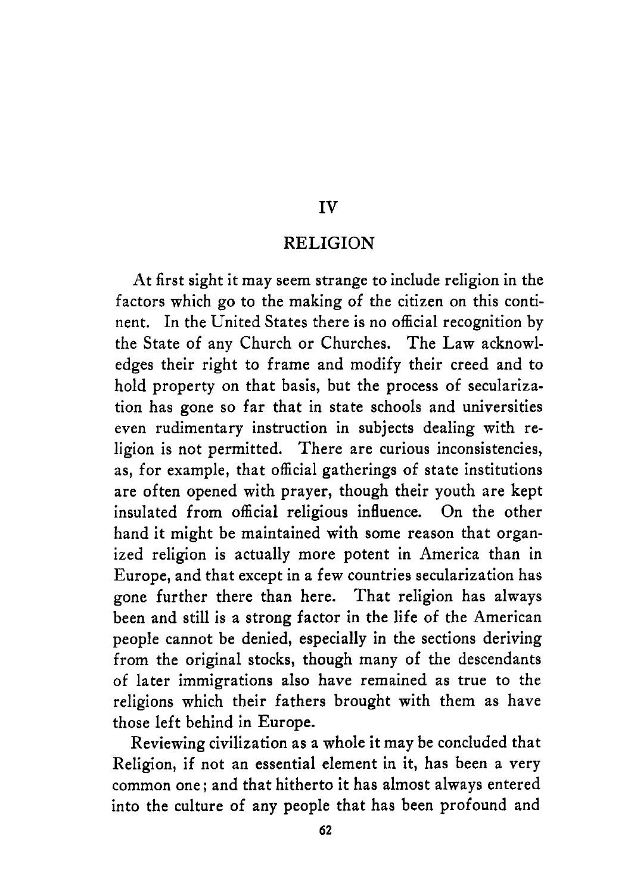# IV

# RELIGION

At first sight it may seem strange to include religion in the factors which go to the making of the citizen on this continent. In the United States there is no official recognition by the State of any Church or Churches. The Law acknowledges their right to frame and modify their creed and to hold property on that basis, but the process of secularization has gone so far that in state schools and universities even rudimentary instruction in subjects dealing with religion is not permitted. There are curious inconsistencies, as, for example, that official gatherings of state institutions are often opened with prayer, though their youth are kept insulated from official religious influence. On the other hand it might be maintained with some reason that organized religion is actually more potent in America than in Europe, and that except in a few countries secularization has gone further there than here. That religion has always been and still is a strong factor in the life of the American people cannot be denied, especially in the sections deriving from the original stocks, though many of the descendants of later immigrations also have remained as true to the religions which their fathers brought with them as have those left behind in Europe.

Reviewing civilization as a whole it may be concluded that Religion, if not an essential element in it, has been a very common one; and that hitherto it has almost always entered into the culture of any people that has been profound and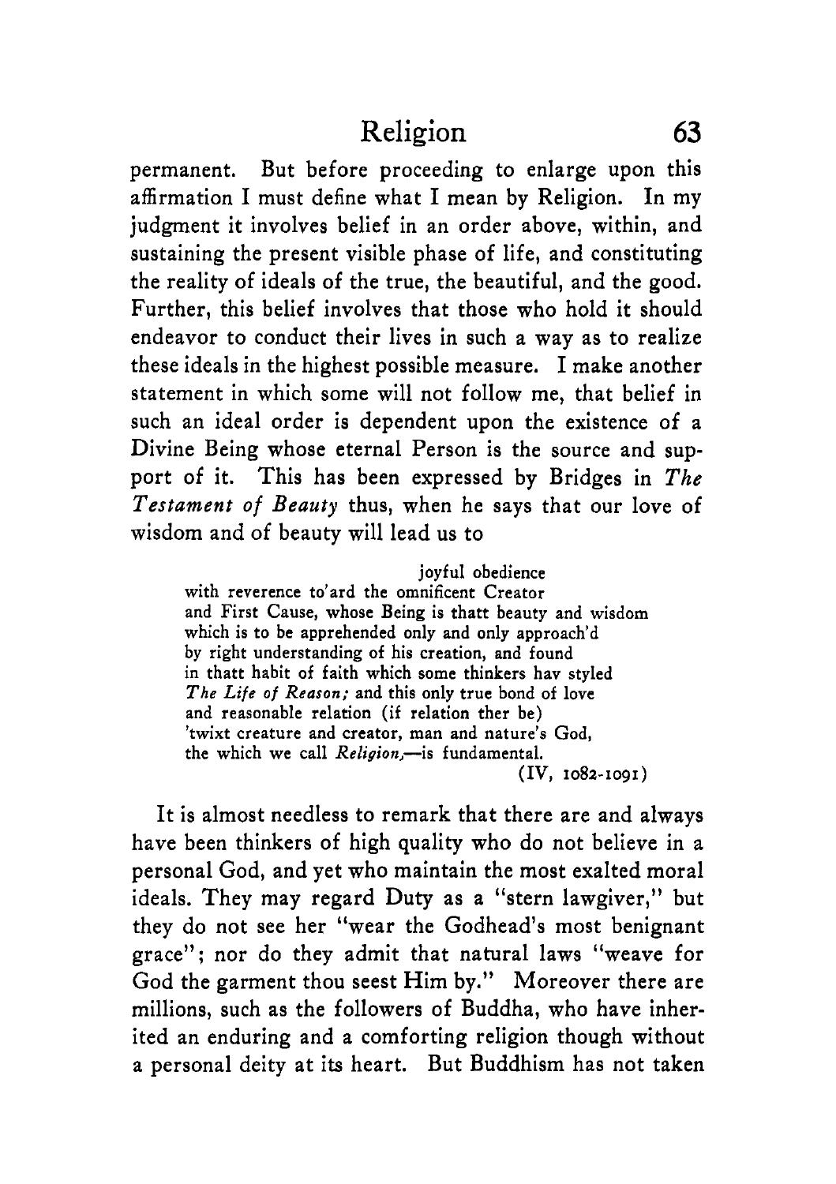permanent. But before proceeding to enlarge upon this affirmation I must define what I mean by Religion. In my judgment it involves belief in an order above, within, and sustaining the present visible phase of life, and constituting the reality of ideals of the true, the beautiful, and the good. Further, this belief involves that those who hold it should endeavor to conduct their lives in such a way as to realize these ideals in the highest possible measure. I make another statement in which some will not follow me, that belief in such an ideal order is dependent upon the existence of a Divine Being whose eternal Person is the source and support of it. This has been expressed by Bridges in *The Testament of Beauty* thus, when he says that our love of wisdom and of beauty will lead us to

> joyful obedience
> with reverence to'ard the omnificent Creator
> and First Cause, whose Being is thatt beauty and wisdom
> which is to be apprehended only and only approach'd
> by right understanding of his creation, and found
> in thatt habit of faith which some thinkers hav styled
> *The Life of Reason;* and this only true bond of love
> and reasonable relation (if relation ther be)
> 'twixt creature and creator, man and nature's God,
> the which we call *Religion,*—is fundamental.
>
> (IV, 1082-1091)

It is almost needless to remark that there are and always have been thinkers of high quality who do not believe in a personal God, and yet who maintain the most exalted moral ideals. They may regard Duty as a "stern lawgiver," but they do not see her "wear the Godhead's most benignant grace"; nor do they admit that natural laws "weave for God the garment thou seest Him by." Moreover there are millions, such as the followers of Buddha, who have inherited an enduring and a comforting religion though without a personal deity at its heart. But Buddhism has not taken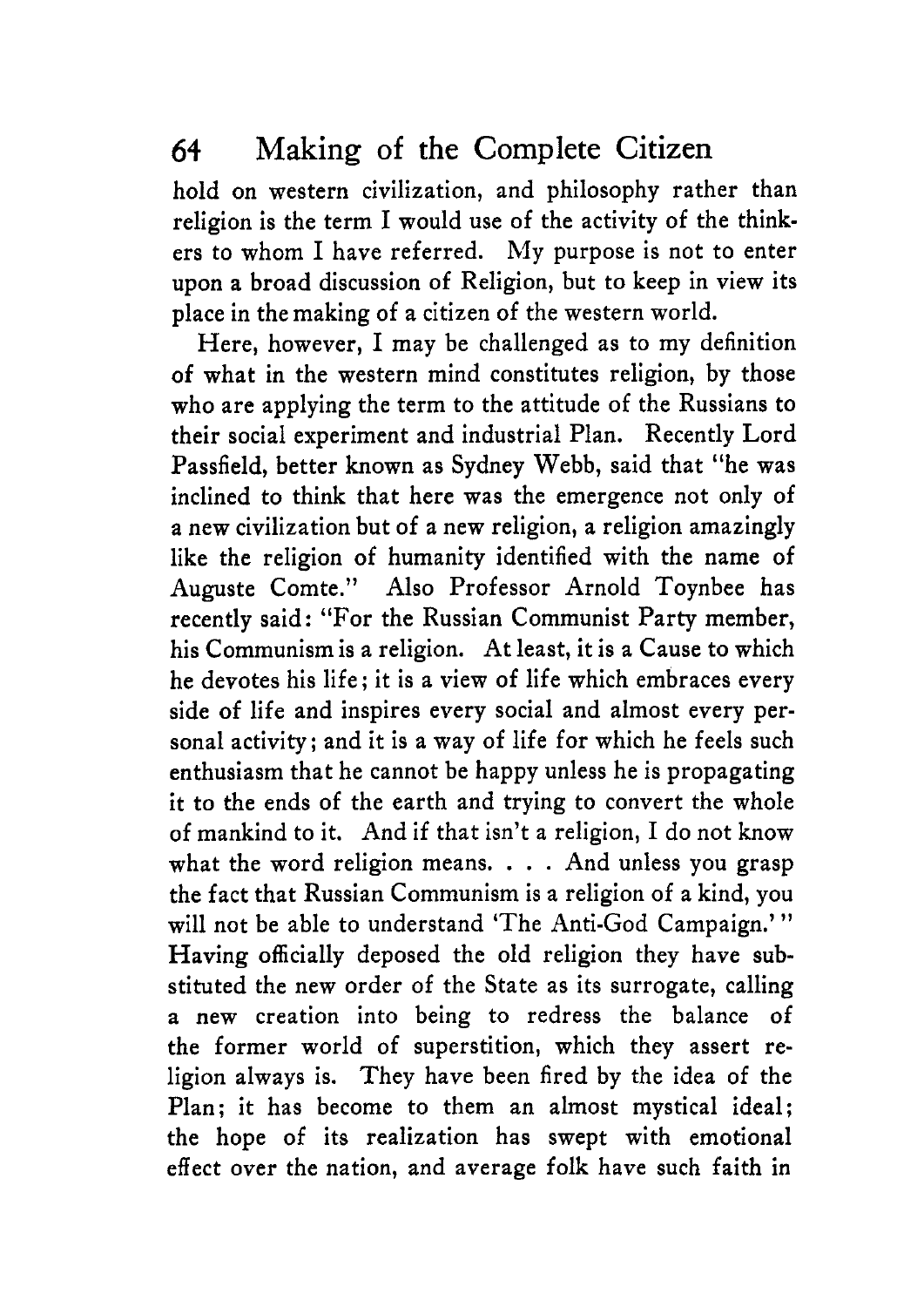hold on western civilization, and philosophy rather than religion is the term I would use of the activity of the thinkers to whom I have referred. My purpose is not to enter upon a broad discussion of Religion, but to keep in view its place in the making of a citizen of the western world.

Here, however, I may be challenged as to my definition of what in the western mind constitutes religion, by those who are applying the term to the attitude of the Russians to their social experiment and industrial Plan. Recently Lord Passfield, better known as Sydney Webb, said that "he was inclined to think that here was the emergence not only of a new civilization but of a new religion, a religion amazingly like the religion of humanity identified with the name of Auguste Comte." Also Professor Arnold Toynbee has recently said: "For the Russian Communist Party member, his Communism is a religion. At least, it is a Cause to which he devotes his life; it is a view of life which embraces every side of life and inspires every social and almost every personal activity; and it is a way of life for which he feels such enthusiasm that he cannot be happy unless he is propagating it to the ends of the earth and trying to convert the whole of mankind to it. And if that isn't a religion, I do not know what the word religion means. . . . And unless you grasp the fact that Russian Communism is a religion of a kind, you will not be able to understand 'The Anti-God Campaign.'" Having officially deposed the old religion they have substituted the new order of the State as its surrogate, calling a new creation into being to redress the balance of the former world of superstition, which they assert religion always is. They have been fired by the idea of the Plan; it has become to them an almost mystical ideal; the hope of its realization has swept with emotional effect over the nation, and average folk have such faith in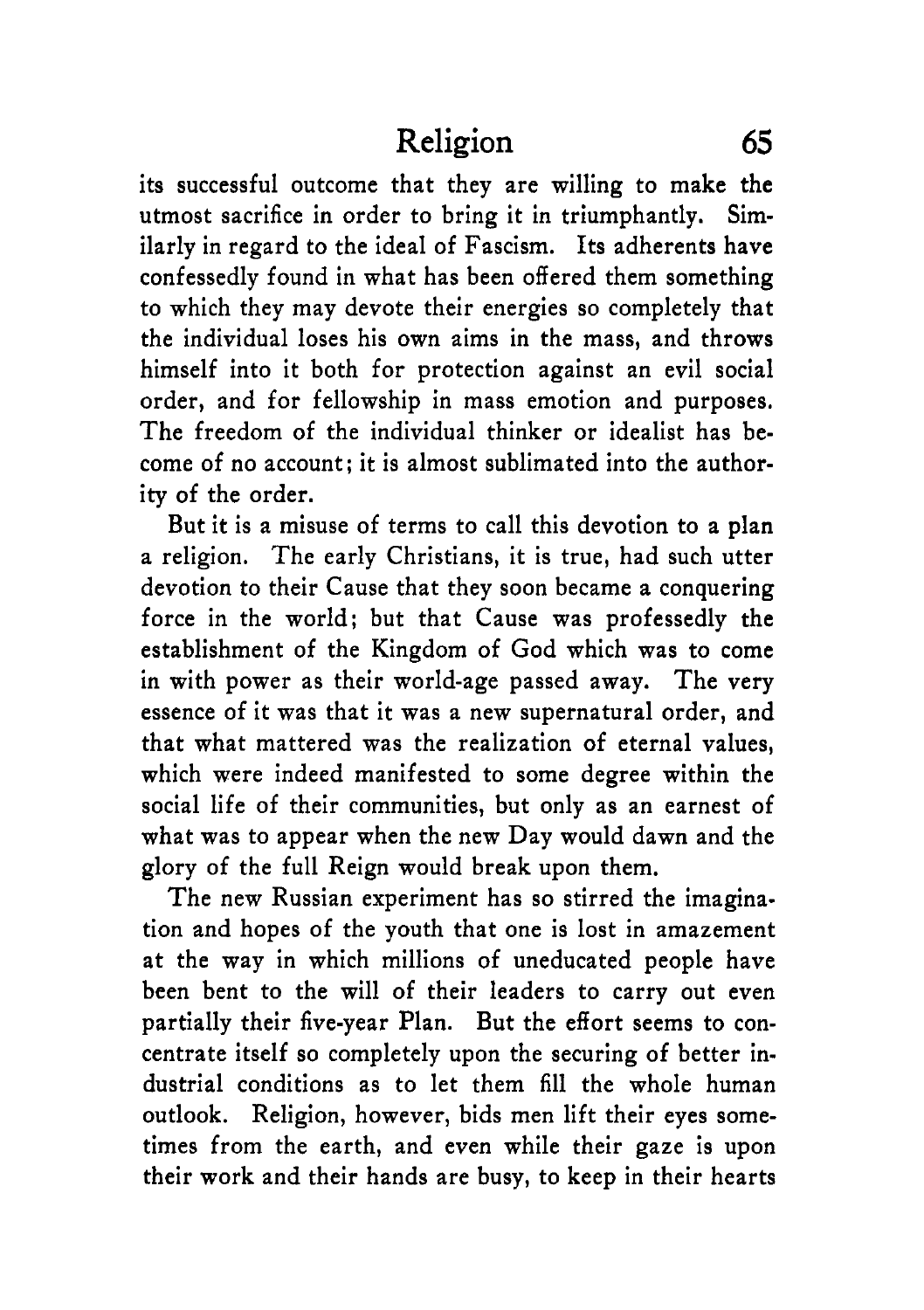its successful outcome that they are willing to make the utmost sacrifice in order to bring it in triumphantly. Similarly in regard to the ideal of Fascism. Its adherents have confessedly found in what has been offered them something to which they may devote their energies so completely that the individual loses his own aims in the mass, and throws himself into it both for protection against an evil social order, and for fellowship in mass emotion and purposes. The freedom of the individual thinker or idealist has become of no account; it is almost sublimated into the authority of the order.

But it is a misuse of terms to call this devotion to a plan a religion. The early Christians, it is true, had such utter devotion to their Cause that they soon became a conquering force in the world; but that Cause was professedly the establishment of the Kingdom of God which was to come in with power as their world-age passed away. The very essence of it was that it was a new supernatural order, and that what mattered was the realization of eternal values, which were indeed manifested to some degree within the social life of their communities, but only as an earnest of what was to appear when the new Day would dawn and the glory of the full Reign would break upon them.

The new Russian experiment has so stirred the imagination and hopes of the youth that one is lost in amazement at the way in which millions of uneducated people have been bent to the will of their leaders to carry out even partially their five-year Plan. But the effort seems to concentrate itself so completely upon the securing of better industrial conditions as to let them fill the whole human outlook. Religion, however, bids men lift their eyes sometimes from the earth, and even while their gaze is upon their work and their hands are busy, to keep in their hearts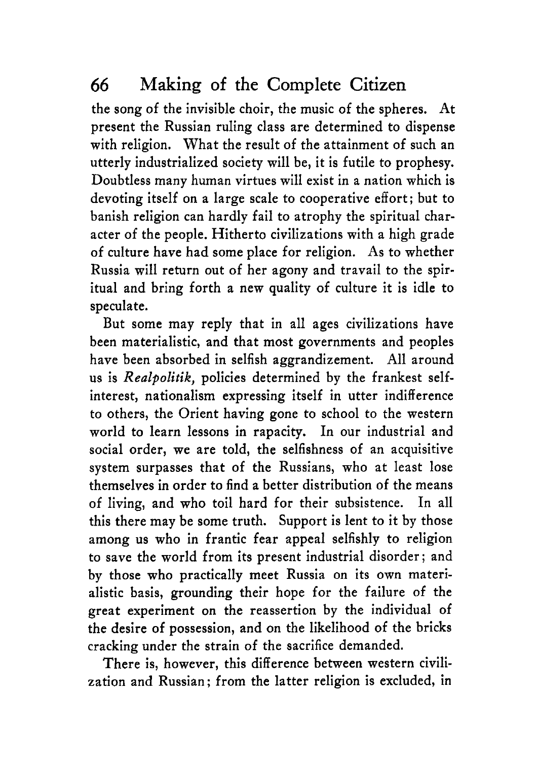the song of the invisible choir, the music of the spheres. At present the Russian ruling class are determined to dispense with religion. What the result of the attainment of such an utterly industrialized society will be, it is futile to prophesy. Doubtless many human virtues will exist in a nation which is devoting itself on a large scale to cooperative effort; but to banish religion can hardly fail to atrophy the spiritual character of the people. Hitherto civilizations with a high grade of culture have had some place for religion. As to whether Russia will return out of her agony and travail to the spiritual and bring forth a new quality of culture it is idle to speculate.

But some may reply that in all ages civilizations have been materialistic, and that most governments and peoples have been absorbed in selfish aggrandizement. All around us is *Realpolitik,* policies determined by the frankest self-interest, nationalism expressing itself in utter indifference to others, the Orient having gone to school to the western world to learn lessons in rapacity. In our industrial and social order, we are told, the selfishness of an acquisitive system surpasses that of the Russians, who at least lose themselves in order to find a better distribution of the means of living, and who toil hard for their subsistence. In all this there may be some truth. Support is lent to it by those among us who in frantic fear appeal selfishly to religion to save the world from its present industrial disorder; and by those who practically meet Russia on its own materialistic basis, grounding their hope for the failure of the great experiment on the reassertion by the individual of the desire of possession, and on the likelihood of the bricks cracking under the strain of the sacrifice demanded.

There is, however, this difference between western civilization and Russian; from the latter religion is excluded, in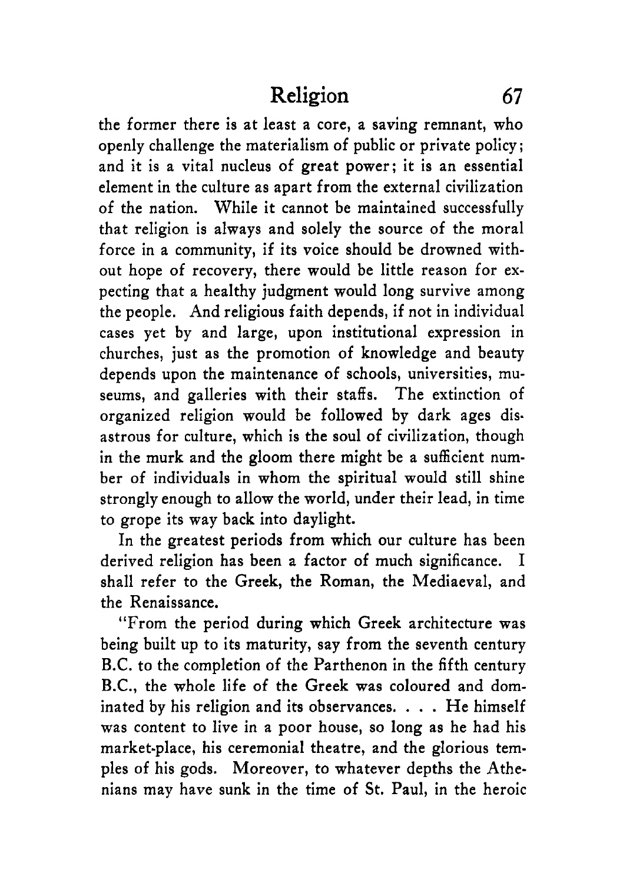the former there is at least a core, a saving remnant, who openly challenge the materialism of public or private policy; and it is a vital nucleus of great power; it is an essential element in the culture as apart from the external civilization of the nation. While it cannot be maintained successfully that religion is always and solely the source of the moral force in a community, if its voice should be drowned without hope of recovery, there would be little reason for expecting that a healthy judgment would long survive among the people. And religious faith depends, if not in individual cases yet by and large, upon institutional expression in churches, just as the promotion of knowledge and beauty depends upon the maintenance of schools, universities, museums, and galleries with their staffs. The extinction of organized religion would be followed by dark ages disastrous for culture, which is the soul of civilization, though in the murk and the gloom there might be a sufficient number of individuals in whom the spiritual would still shine strongly enough to allow the world, under their lead, in time to grope its way back into daylight.

In the greatest periods from which our culture has been derived religion has been a factor of much significance. I shall refer to the Greek, the Roman, the Mediaeval, and the Renaissance.

"From the period during which Greek architecture was being built up to its maturity, say from the seventh century B.C. to the completion of the Parthenon in the fifth century B.C., the whole life of the Greek was coloured and dominated by his religion and its observances. . . . He himself was content to live in a poor house, so long as he had his market-place, his ceremonial theatre, and the glorious temples of his gods. Moreover, to whatever depths the Athenians may have sunk in the time of St. Paul, in the heroic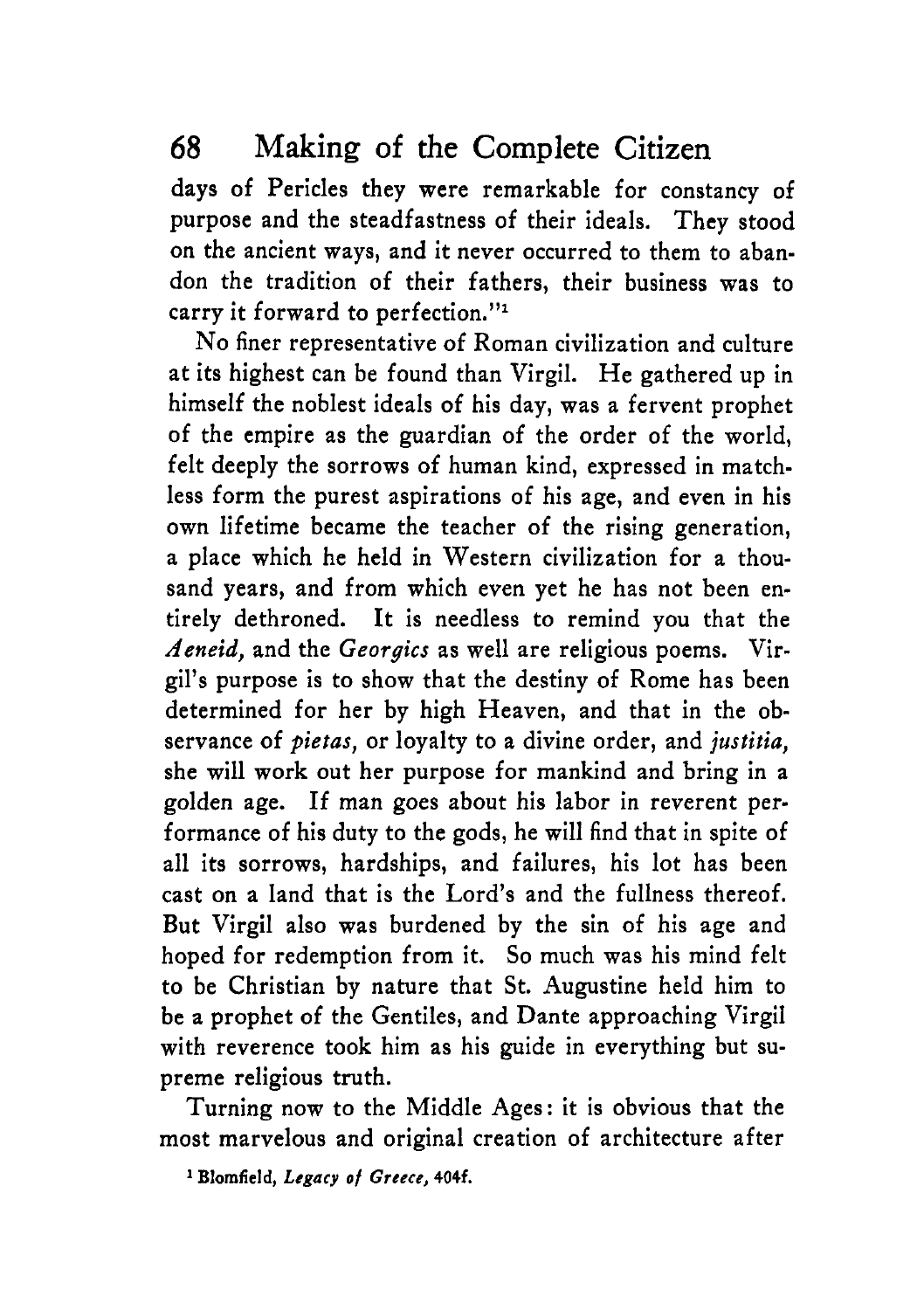days of Pericles they were remarkable for constancy of purpose and the steadfastness of their ideals. They stood on the ancient ways, and it never occurred to them to abandon the tradition of their fathers, their business was to carry it forward to perfection."[1]

No finer representative of Roman civilization and culture at its highest can be found than Virgil. He gathered up in himself the noblest ideals of his day, was a fervent prophet of the empire as the guardian of the order of the world, felt deeply the sorrows of human kind, expressed in matchless form the purest aspirations of his age, and even in his own lifetime became the teacher of the rising generation, a place which he held in Western civilization for a thousand years, and from which even yet he has not been entirely dethroned. It is needless to remind you that the *Aeneid,* and the *Georgics* as well are religious poems. Virgil's purpose is to show that the destiny of Rome has been determined for her by high Heaven, and that in the observance of *pietas,* or loyalty to a divine order, and *justitia,* she will work out her purpose for mankind and bring in a golden age. If man goes about his labor in reverent performance of his duty to the gods, he will find that in spite of all its sorrows, hardships, and failures, his lot has been cast on a land that is the Lord's and the fullness thereof. But Virgil also was burdened by the sin of his age and hoped for redemption from it. So much was his mind felt to be Christian by nature that St. Augustine held him to be a prophet of the Gentiles, and Dante approaching Virgil with reverence took him as his guide in everything but supreme religious truth.

Turning now to the Middle Ages: it is obvious that the most marvelous and original creation of architecture after

[1] Blomfield, *Legacy of Greece,* 404f.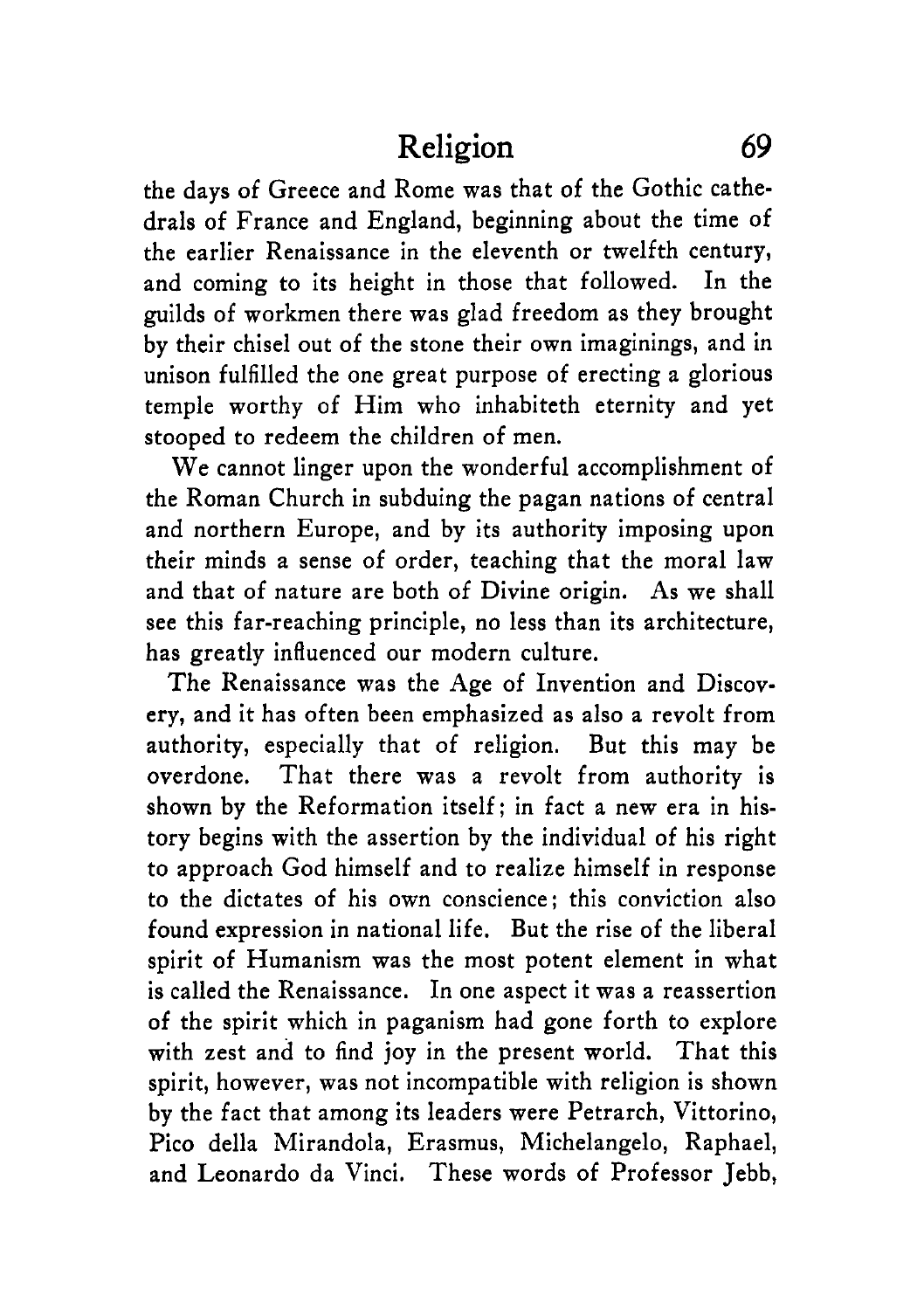the days of Greece and Rome was that of the Gothic cathedrals of France and England, beginning about the time of the earlier Renaissance in the eleventh or twelfth century, and coming to its height in those that followed. In the guilds of workmen there was glad freedom as they brought by their chisel out of the stone their own imaginings, and in unison fulfilled the one great purpose of erecting a glorious temple worthy of Him who inhabiteth eternity and yet stooped to redeem the children of men.

We cannot linger upon the wonderful accomplishment of the Roman Church in subduing the pagan nations of central and northern Europe, and by its authority imposing upon their minds a sense of order, teaching that the moral law and that of nature are both of Divine origin. As we shall see this far-reaching principle, no less than its architecture, has greatly influenced our modern culture.

The Renaissance was the Age of Invention and Discovery, and it has often been emphasized as also a revolt from authority, especially that of religion. But this may be overdone. That there was a revolt from authority is shown by the Reformation itself; in fact a new era in history begins with the assertion by the individual of his right to approach God himself and to realize himself in response to the dictates of his own conscience; this conviction also found expression in national life. But the rise of the liberal spirit of Humanism was the most potent element in what is called the Renaissance. In one aspect it was a reassertion of the spirit which in paganism had gone forth to explore with zest and to find joy in the present world. That this spirit, however, was not incompatible with religion is shown by the fact that among its leaders were Petrarch, Vittorino, Pico della Mirandola, Erasmus, Michelangelo, Raphael, and Leonardo da Vinci. These words of Professor Jebb,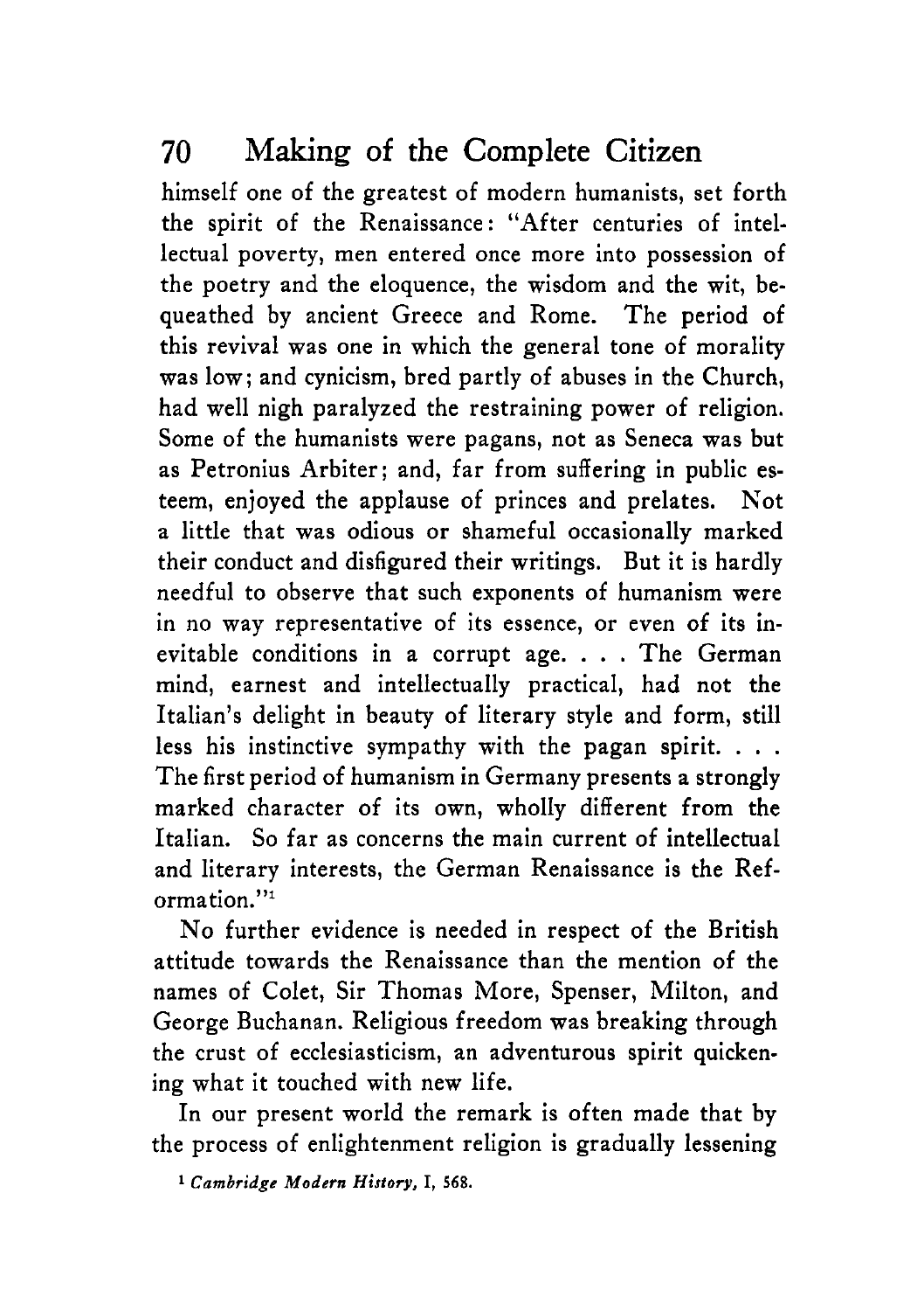himself one of the greatest of modern humanists, set forth the spirit of the Renaissance: "After centuries of intellectual poverty, men entered once more into possession of the poetry and the eloquence, the wisdom and the wit, bequeathed by ancient Greece and Rome. The period of this revival was one in which the general tone of morality was low; and cynicism, bred partly of abuses in the Church, had well nigh paralyzed the restraining power of religion. Some of the humanists were pagans, not as Seneca was but as Petronius Arbiter; and, far from suffering in public esteem, enjoyed the applause of princes and prelates. Not a little that was odious or shameful occasionally marked their conduct and disfigured their writings. But it is hardly needful to observe that such exponents of humanism were in no way representative of its essence, or even of its inevitable conditions in a corrupt age. . . . The German mind, earnest and intellectually practical, had not the Italian's delight in beauty of literary style and form, still less his instinctive sympathy with the pagan spirit. . . . The first period of humanism in Germany presents a strongly marked character of its own, wholly different from the Italian. So far as concerns the main current of intellectual and literary interests, the German Renaissance is the Reformation."[1]

No further evidence is needed in respect of the British attitude towards the Renaissance than the mention of the names of Colet, Sir Thomas More, Spenser, Milton, and George Buchanan. Religious freedom was breaking through the crust of ecclesiasticism, an adventurous spirit quickening what it touched with new life.

In our present world the remark is often made that by the process of enlightenment religion is gradually lessening

[1] *Cambridge Modern History*, I, 568.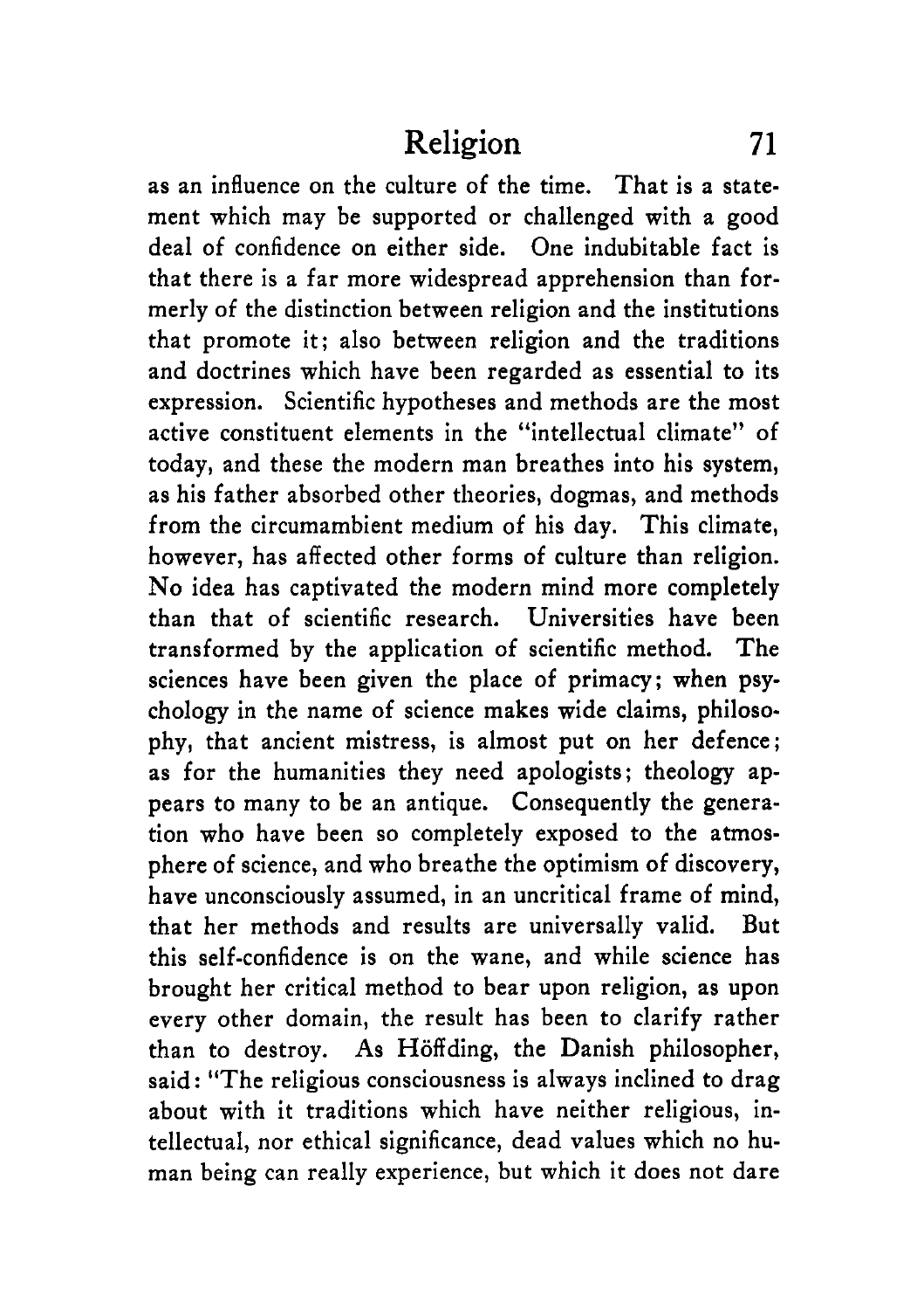as an influence on the culture of the time. That is a statement which may be supported or challenged with a good deal of confidence on either side. One indubitable fact is that there is a far more widespread apprehension than formerly of the distinction between religion and the institutions that promote it; also between religion and the traditions and doctrines which have been regarded as essential to its expression. Scientific hypotheses and methods are the most active constituent elements in the "intellectual climate" of today, and these the modern man breathes into his system, as his father absorbed other theories, dogmas, and methods from the circumambient medium of his day. This climate, however, has affected other forms of culture than religion. No idea has captivated the modern mind more completely than that of scientific research. Universities have been transformed by the application of scientific method. The sciences have been given the place of primacy; when psychology in the name of science makes wide claims, philosophy, that ancient mistress, is almost put on her defence; as for the humanities they need apologists; theology appears to many to be an antique. Consequently the generation who have been so completely exposed to the atmosphere of science, and who breathe the optimism of discovery, have unconsciously assumed, in an uncritical frame of mind, that her methods and results are universally valid. But this self-confidence is on the wane, and while science has brought her critical method to bear upon religion, as upon every other domain, the result has been to clarify rather than to destroy. As Höffding, the Danish philosopher, said: "The religious consciousness is always inclined to drag about with it traditions which have neither religious, intellectual, nor ethical significance, dead values which no human being can really experience, but which it does not dare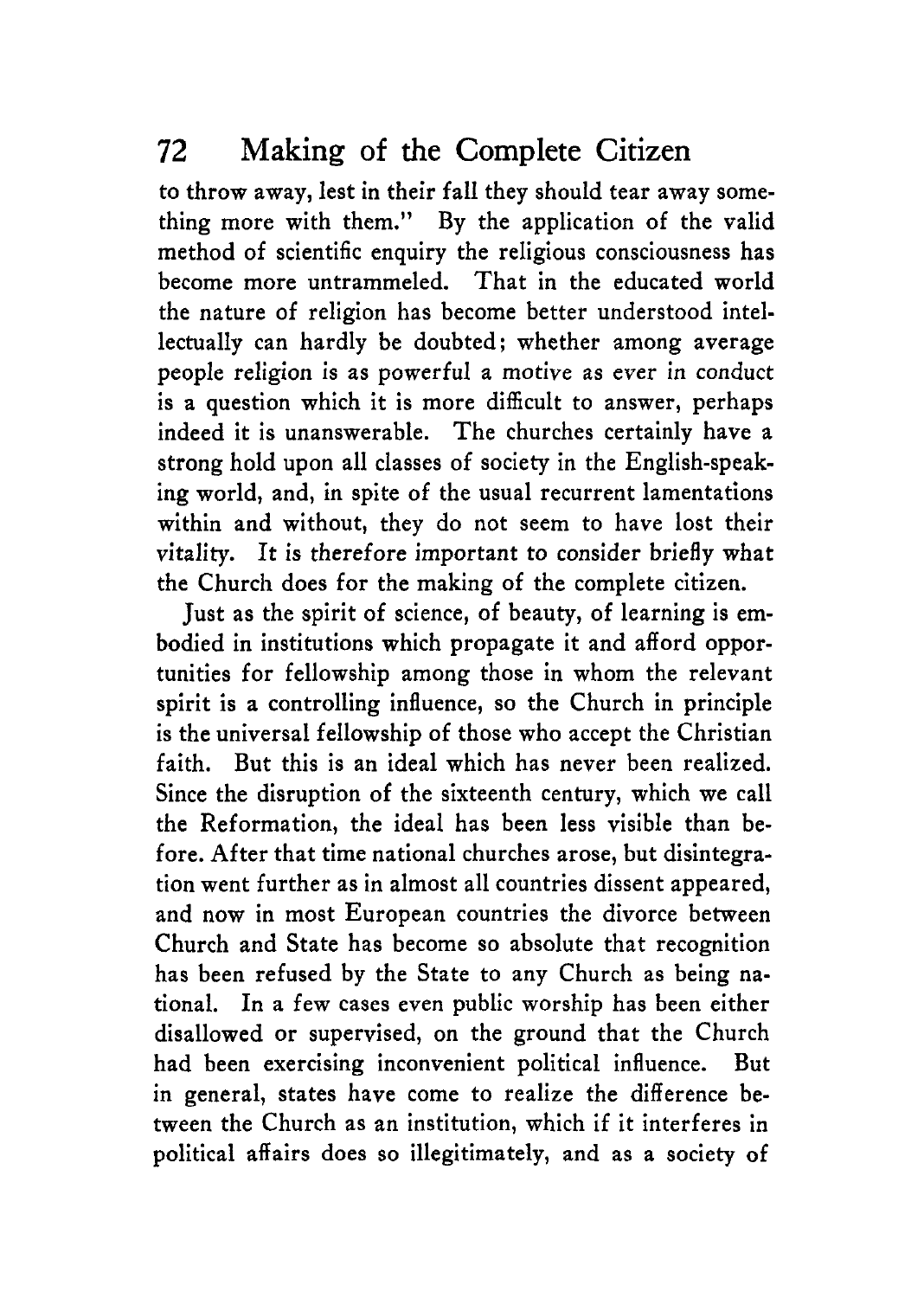to throw away, lest in their fall they should tear away something more with them." By the application of the valid method of scientific enquiry the religious consciousness has become more untrammeled. That in the educated world the nature of religion has become better understood intellectually can hardly be doubted; whether among average people religion is as powerful a motive as ever in conduct is a question which it is more difficult to answer, perhaps indeed it is unanswerable. The churches certainly have a strong hold upon all classes of society in the English-speaking world, and, in spite of the usual recurrent lamentations within and without, they do not seem to have lost their vitality. It is therefore important to consider briefly what the Church does for the making of the complete citizen.

Just as the spirit of science, of beauty, of learning is embodied in institutions which propagate it and afford opportunities for fellowship among those in whom the relevant spirit is a controlling influence, so the Church in principle is the universal fellowship of those who accept the Christian faith. But this is an ideal which has never been realized. Since the disruption of the sixteenth century, which we call the Reformation, the ideal has been less visible than before. After that time national churches arose, but disintegration went further as in almost all countries dissent appeared, and now in most European countries the divorce between Church and State has become so absolute that recognition has been refused by the State to any Church as being national. In a few cases even public worship has been either disallowed or supervised, on the ground that the Church had been exercising inconvenient political influence. But in general, states have come to realize the difference between the Church as an institution, which if it interferes in political affairs does so illegitimately, and as a society of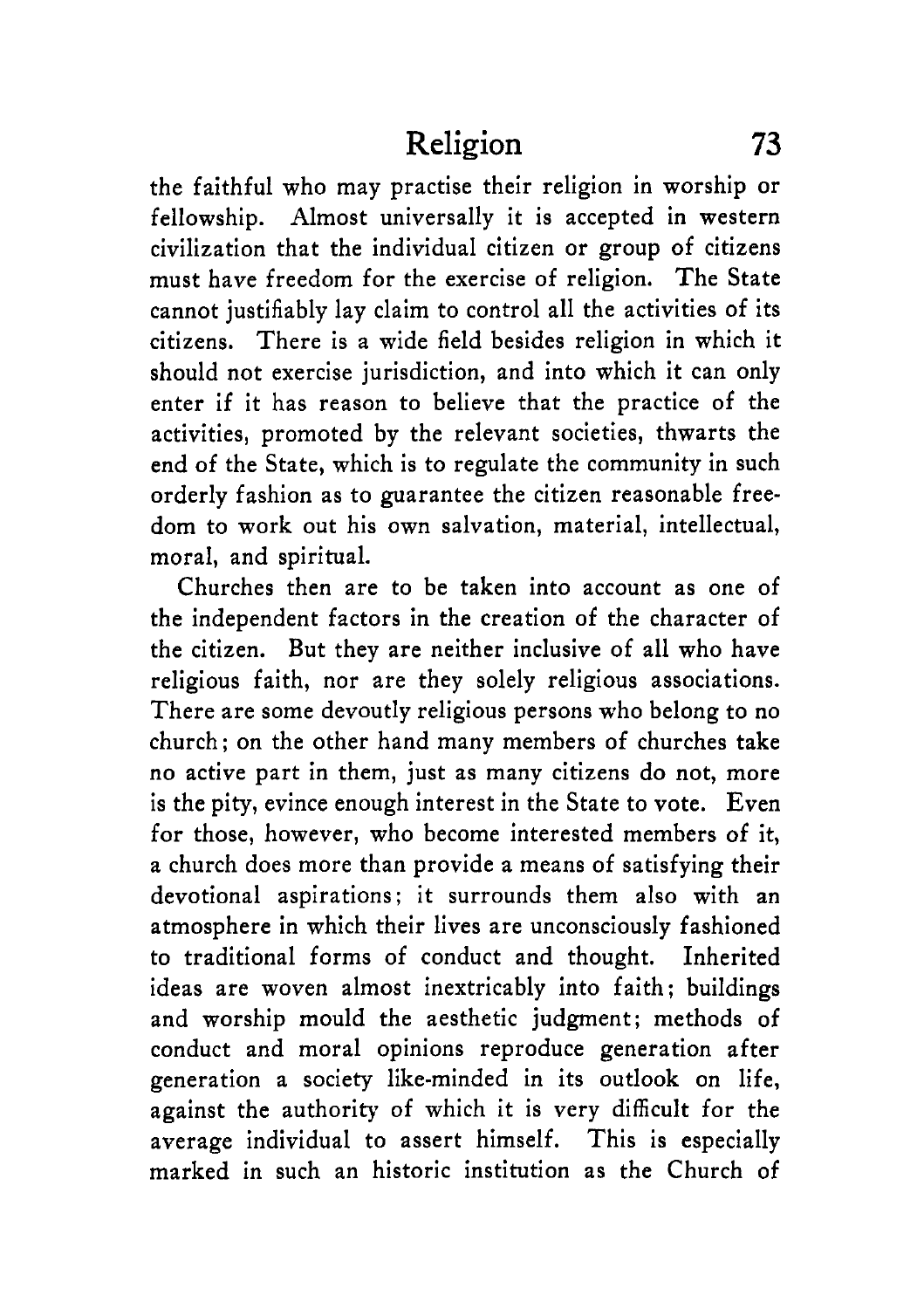the faithful who may practise their religion in worship or fellowship. Almost universally it is accepted in western civilization that the individual citizen or group of citizens must have freedom for the exercise of religion. The State cannot justifiably lay claim to control all the activities of its citizens. There is a wide field besides religion in which it should not exercise jurisdiction, and into which it can only enter if it has reason to believe that the practice of the activities, promoted by the relevant societies, thwarts the end of the State, which is to regulate the community in such orderly fashion as to guarantee the citizen reasonable freedom to work out his own salvation, material, intellectual, moral, and spiritual.

Churches then are to be taken into account as one of the independent factors in the creation of the character of the citizen. But they are neither inclusive of all who have religious faith, nor are they solely religious associations. There are some devoutly religious persons who belong to no church; on the other hand many members of churches take no active part in them, just as many citizens do not, more is the pity, evince enough interest in the State to vote. Even for those, however, who become interested members of it, a church does more than provide a means of satisfying their devotional aspirations; it surrounds them also with an atmosphere in which their lives are unconsciously fashioned to traditional forms of conduct and thought. Inherited ideas are woven almost inextricably into faith; buildings and worship mould the aesthetic judgment; methods of conduct and moral opinions reproduce generation after generation a society like-minded in its outlook on life, against the authority of which it is very difficult for the average individual to assert himself. This is especially marked in such an historic institution as the Church of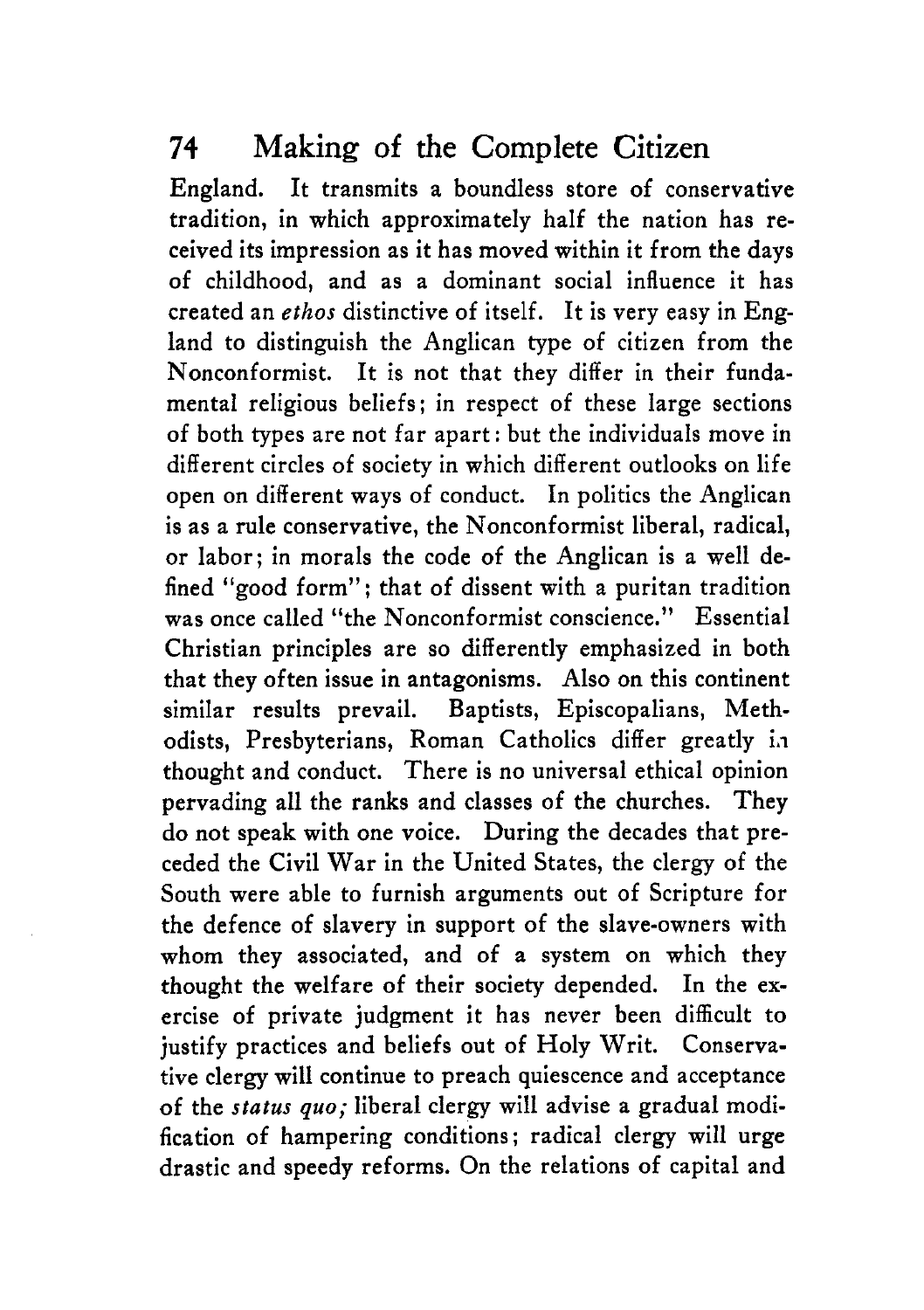England. It transmits a boundless store of conservative tradition, in which approximately half the nation has received its impression as it has moved within it from the days of childhood, and as a dominant social influence it has created an *ethos* distinctive of itself. It is very easy in England to distinguish the Anglican type of citizen from the Nonconformist. It is not that they differ in their fundamental religious beliefs; in respect of these large sections of both types are not far apart: but the individuals move in different circles of society in which different outlooks on life open on different ways of conduct. In politics the Anglican is as a rule conservative, the Nonconformist liberal, radical, or labor; in morals the code of the Anglican is a well defined "good form"; that of dissent with a puritan tradition was once called "the Nonconformist conscience." Essential Christian principles are so differently emphasized in both that they often issue in antagonisms. Also on this continent similar results prevail. Baptists, Episcopalians, Methodists, Presbyterians, Roman Catholics differ greatly in thought and conduct. There is no universal ethical opinion pervading all the ranks and classes of the churches. They do not speak with one voice. During the decades that preceded the Civil War in the United States, the clergy of the South were able to furnish arguments out of Scripture for the defence of slavery in support of the slave-owners with whom they associated, and of a system on which they thought the welfare of their society depended. In the exercise of private judgment it has never been difficult to justify practices and beliefs out of Holy Writ. Conservative clergy will continue to preach quiescence and acceptance of the *status quo;* liberal clergy will advise a gradual modification of hampering conditions; radical clergy will urge drastic and speedy reforms. On the relations of capital and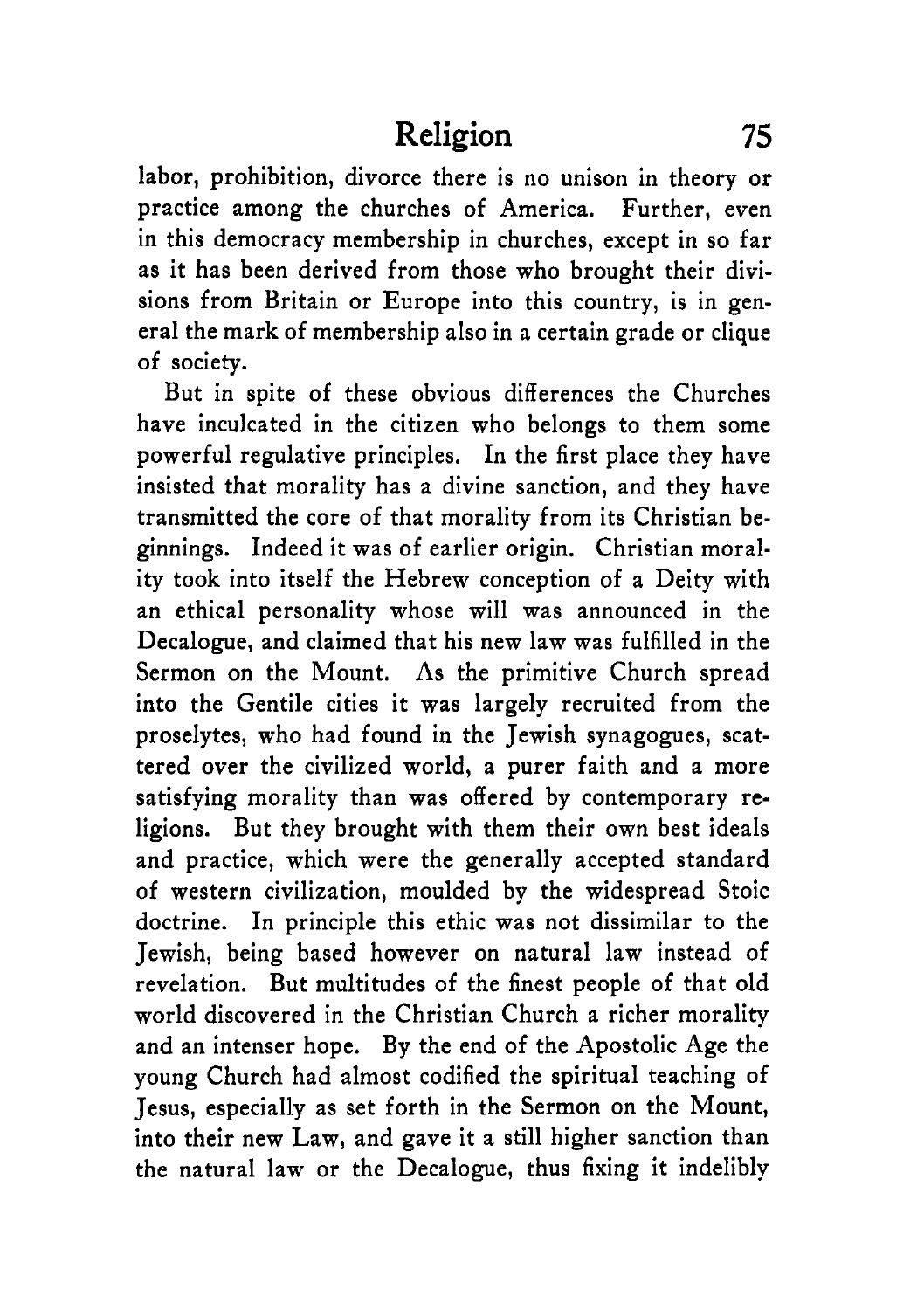labor, prohibition, divorce there is no unison in theory or practice among the churches of America. Further, even in this democracy membership in churches, except in so far as it has been derived from those who brought their divisions from Britain or Europe into this country, is in general the mark of membership also in a certain grade or clique of society.

But in spite of these obvious differences the Churches have inculcated in the citizen who belongs to them some powerful regulative principles. In the first place they have insisted that morality has a divine sanction, and they have transmitted the core of that morality from its Christian beginnings. Indeed it was of earlier origin. Christian morality took into itself the Hebrew conception of a Deity with an ethical personality whose will was announced in the Decalogue, and claimed that his new law was fulfilled in the Sermon on the Mount. As the primitive Church spread into the Gentile cities it was largely recruited from the proselytes, who had found in the Jewish synagogues, scattered over the civilized world, a purer faith and a more satisfying morality than was offered by contemporary religions. But they brought with them their own best ideals and practice, which were the generally accepted standard of western civilization, moulded by the widespread Stoic doctrine. In principle this ethic was not dissimilar to the Jewish, being based however on natural law instead of revelation. But multitudes of the finest people of that old world discovered in the Christian Church a richer morality and an intenser hope. By the end of the Apostolic Age the young Church had almost codified the spiritual teaching of Jesus, especially as set forth in the Sermon on the Mount, into their new Law, and gave it a still higher sanction than the natural law or the Decalogue, thus fixing it indelibly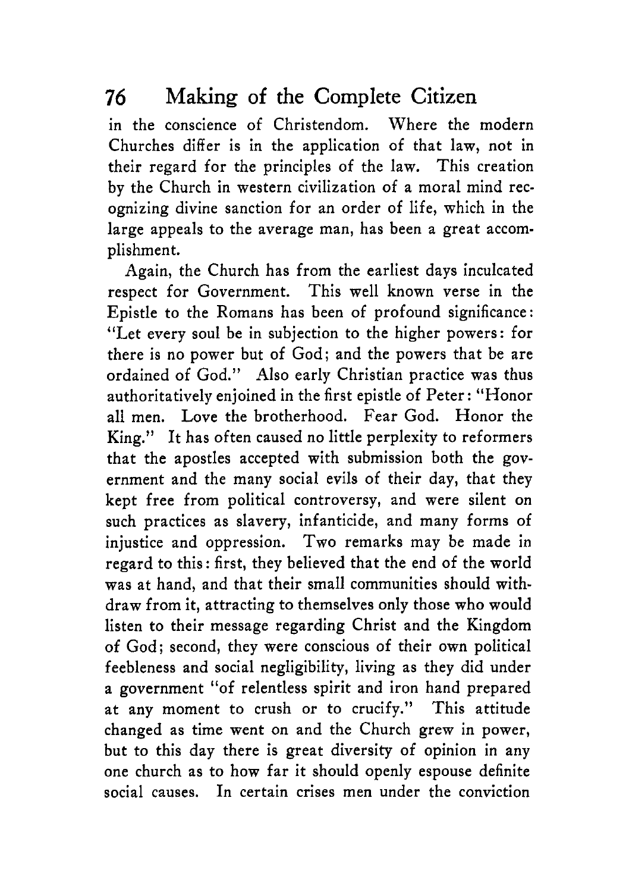in the conscience of Christendom. Where the modern Churches differ is in the application of that law, not in their regard for the principles of the law. This creation by the Church in western civilization of a moral mind recognizing divine sanction for an order of life, which in the large appeals to the average man, has been a great accomplishment.

Again, the Church has from the earliest days inculcated respect for Government. This well known verse in the Epistle to the Romans has been of profound significance: "Let every soul be in subjection to the higher powers: for there is no power but of God; and the powers that be are ordained of God." Also early Christian practice was thus authoritatively enjoined in the first epistle of Peter: "Honor all men. Love the brotherhood. Fear God. Honor the King." It has often caused no little perplexity to reformers that the apostles accepted with submission both the government and the many social evils of their day, that they kept free from political controversy, and were silent on such practices as slavery, infanticide, and many forms of injustice and oppression. Two remarks may be made in regard to this: first, they believed that the end of the world was at hand, and that their small communities should withdraw from it, attracting to themselves only those who would listen to their message regarding Christ and the Kingdom of God; second, they were conscious of their own political feebleness and social negligibility, living as they did under a government "of relentless spirit and iron hand prepared at any moment to crush or to crucify." This attitude changed as time went on and the Church grew in power, but to this day there is great diversity of opinion in any one church as to how far it should openly espouse definite social causes. In certain crises men under the conviction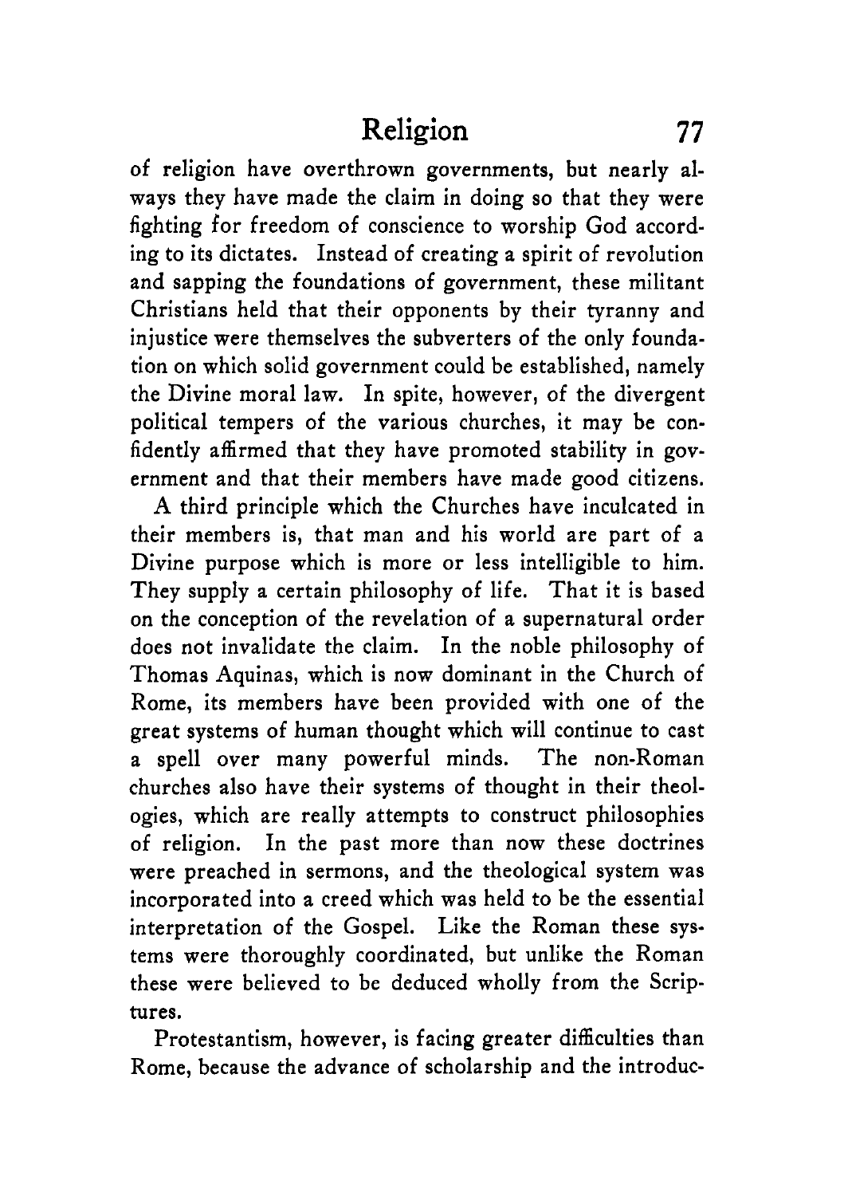of religion have overthrown governments, but nearly always they have made the claim in doing so that they were fighting for freedom of conscience to worship God according to its dictates. Instead of creating a spirit of revolution and sapping the foundations of government, these militant Christians held that their opponents by their tyranny and injustice were themselves the subverters of the only foundation on which solid government could be established, namely the Divine moral law. In spite, however, of the divergent political tempers of the various churches, it may be confidently affirmed that they have promoted stability in government and that their members have made good citizens.

A third principle which the Churches have inculcated in their members is, that man and his world are part of a Divine purpose which is more or less intelligible to him. They supply a certain philosophy of life. That it is based on the conception of the revelation of a supernatural order does not invalidate the claim. In the noble philosophy of Thomas Aquinas, which is now dominant in the Church of Rome, its members have been provided with one of the great systems of human thought which will continue to cast a spell over many powerful minds. The non-Roman churches also have their systems of thought in their theologies, which are really attempts to construct philosophies of religion. In the past more than now these doctrines were preached in sermons, and the theological system was incorporated into a creed which was held to be the essential interpretation of the Gospel. Like the Roman these systems were thoroughly coordinated, but unlike the Roman these were believed to be deduced wholly from the Scriptures.

Protestantism, however, is facing greater difficulties than Rome, because the advance of scholarship and the introduc-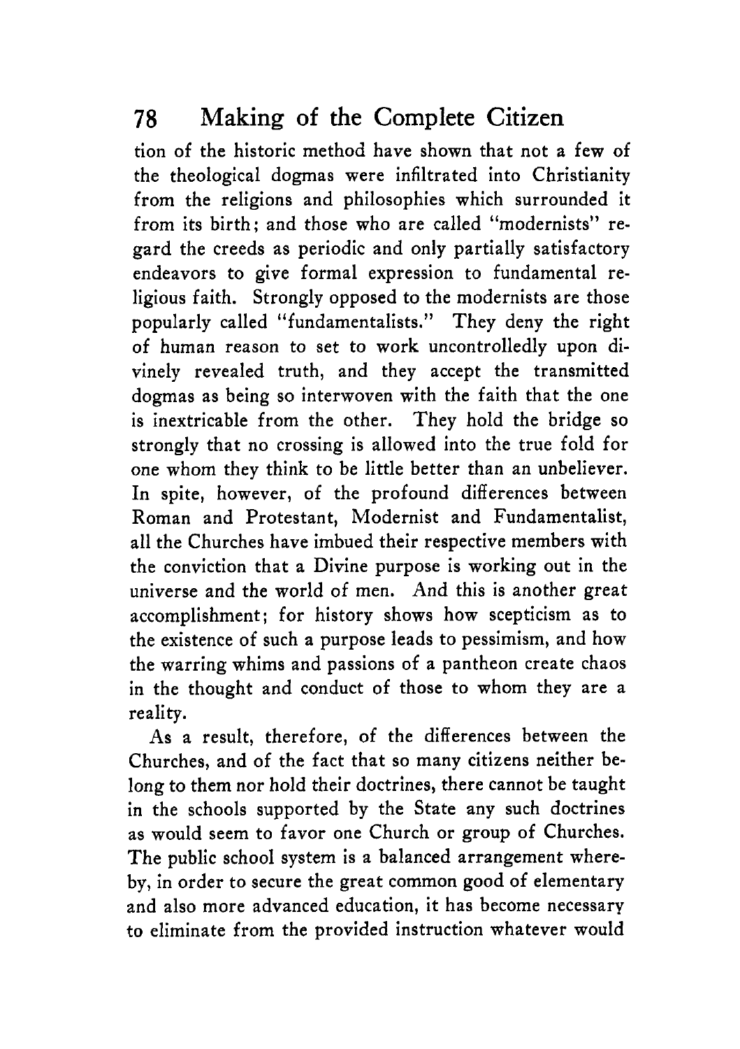tion of the historic method have shown that not a few of the theological dogmas were infiltrated into Christianity from the religions and philosophies which surrounded it from its birth; and those who are called "modernists" regard the creeds as periodic and only partially satisfactory endeavors to give formal expression to fundamental religious faith. Strongly opposed to the modernists are those popularly called "fundamentalists." They deny the right of human reason to set to work uncontrolledly upon divinely revealed truth, and they accept the transmitted dogmas as being so interwoven with the faith that the one is inextricable from the other. They hold the bridge so strongly that no crossing is allowed into the true fold for one whom they think to be little better than an unbeliever. In spite, however, of the profound differences between Roman and Protestant, Modernist and Fundamentalist, all the Churches have imbued their respective members with the conviction that a Divine purpose is working out in the universe and the world of men. And this is another great accomplishment; for history shows how scepticism as to the existence of such a purpose leads to pessimism, and how the warring whims and passions of a pantheon create chaos in the thought and conduct of those to whom they are a reality.

As a result, therefore, of the differences between the Churches, and of the fact that so many citizens neither belong to them nor hold their doctrines, there cannot be taught in the schools supported by the State any such doctrines as would seem to favor one Church or group of Churches. The public school system is a balanced arrangement whereby, in order to secure the great common good of elementary and also more advanced education, it has become necessary to eliminate from the provided instruction whatever would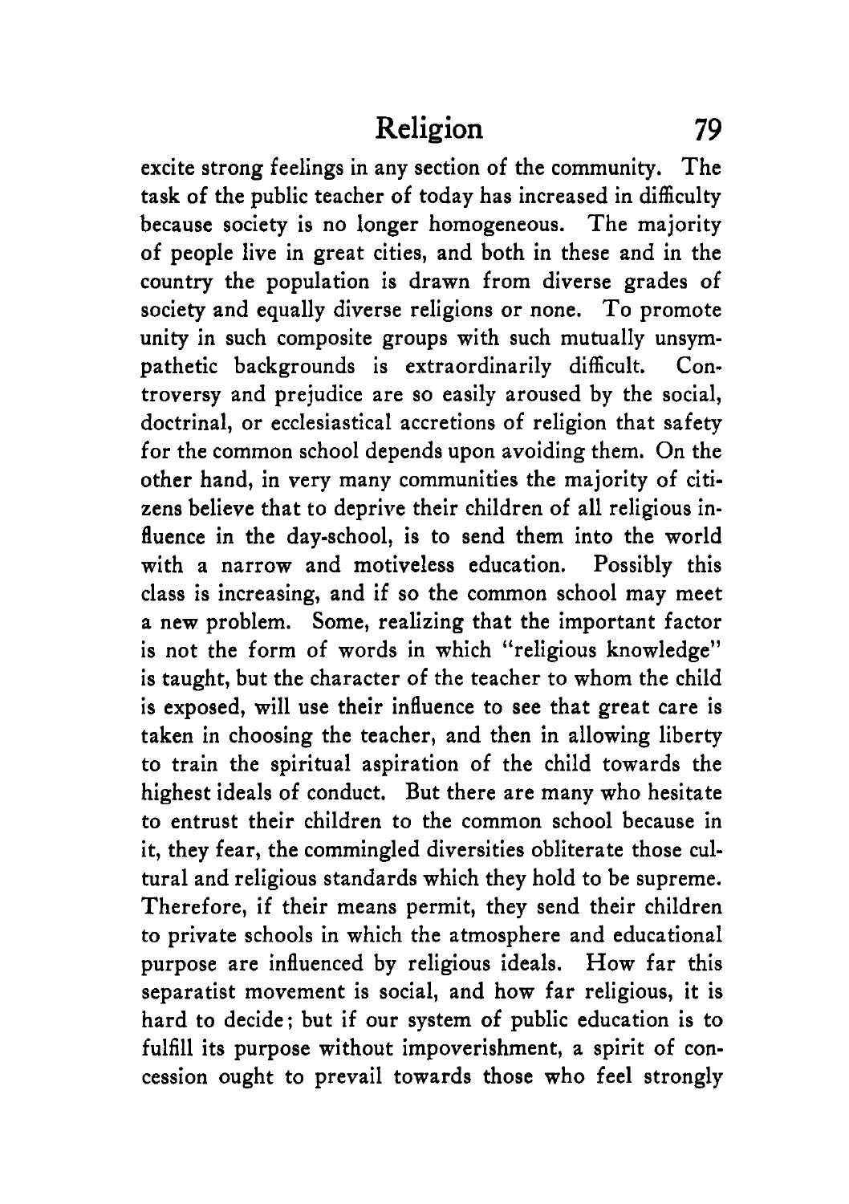excite strong feelings in any section of the community. The task of the public teacher of today has increased in difficulty because society is no longer homogeneous. The majority of people live in great cities, and both in these and in the country the population is drawn from diverse grades of society and equally diverse religions or none. To promote unity in such composite groups with such mutually unsympathetic backgrounds is extraordinarily difficult. Controversy and prejudice are so easily aroused by the social, doctrinal, or ecclesiastical accretions of religion that safety for the common school depends upon avoiding them. On the other hand, in very many communities the majority of citizens believe that to deprive their children of all religious influence in the day-school, is to send them into the world with a narrow and motiveless education. Possibly this class is increasing, and if so the common school may meet a new problem. Some, realizing that the important factor is not the form of words in which "religious knowledge" is taught, but the character of the teacher to whom the child is exposed, will use their influence to see that great care is taken in choosing the teacher, and then in allowing liberty to train the spiritual aspiration of the child towards the highest ideals of conduct. But there are many who hesitate to entrust their children to the common school because in it, they fear, the commingled diversities obliterate those cultural and religious standards which they hold to be supreme. Therefore, if their means permit, they send their children to private schools in which the atmosphere and educational purpose are influenced by religious ideals. How far this separatist movement is social, and how far religious, it is hard to decide; but if our system of public education is to fulfill its purpose without impoverishment, a spirit of concession ought to prevail towards those who feel strongly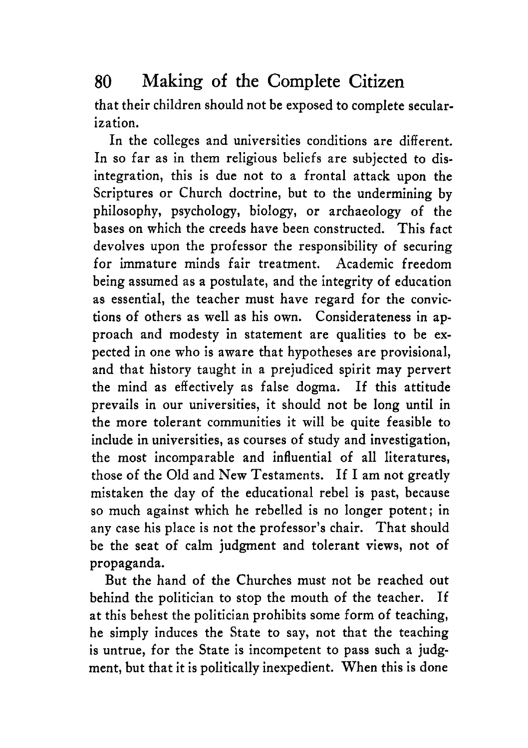that their children should not be exposed to complete secularization.

In the colleges and universities conditions are different. In so far as in them religious beliefs are subjected to disintegration, this is due not to a frontal attack upon the Scriptures or Church doctrine, but to the undermining by philosophy, psychology, biology, or archaeology of the bases on which the creeds have been constructed. This fact devolves upon the professor the responsibility of securing for immature minds fair treatment. Academic freedom being assumed as a postulate, and the integrity of education as essential, the teacher must have regard for the convictions of others as well as his own. Considerateness in approach and modesty in statement are qualities to be expected in one who is aware that hypotheses are provisional, and that history taught in a prejudiced spirit may pervert the mind as effectively as false dogma. If this attitude prevails in our universities, it should not be long until in the more tolerant communities it will be quite feasible to include in universities, as courses of study and investigation, the most incomparable and influential of all literatures, those of the Old and New Testaments. If I am not greatly mistaken the day of the educational rebel is past, because so much against which he rebelled is no longer potent; in any case his place is not the professor's chair. That should be the seat of calm judgment and tolerant views, not of propaganda.

But the hand of the Churches must not be reached out behind the politician to stop the mouth of the teacher. If at this behest the politician prohibits some form of teaching, he simply induces the State to say, not that the teaching is untrue, for the State is incompetent to pass such a judgment, but that it is politically inexpedient. When this is done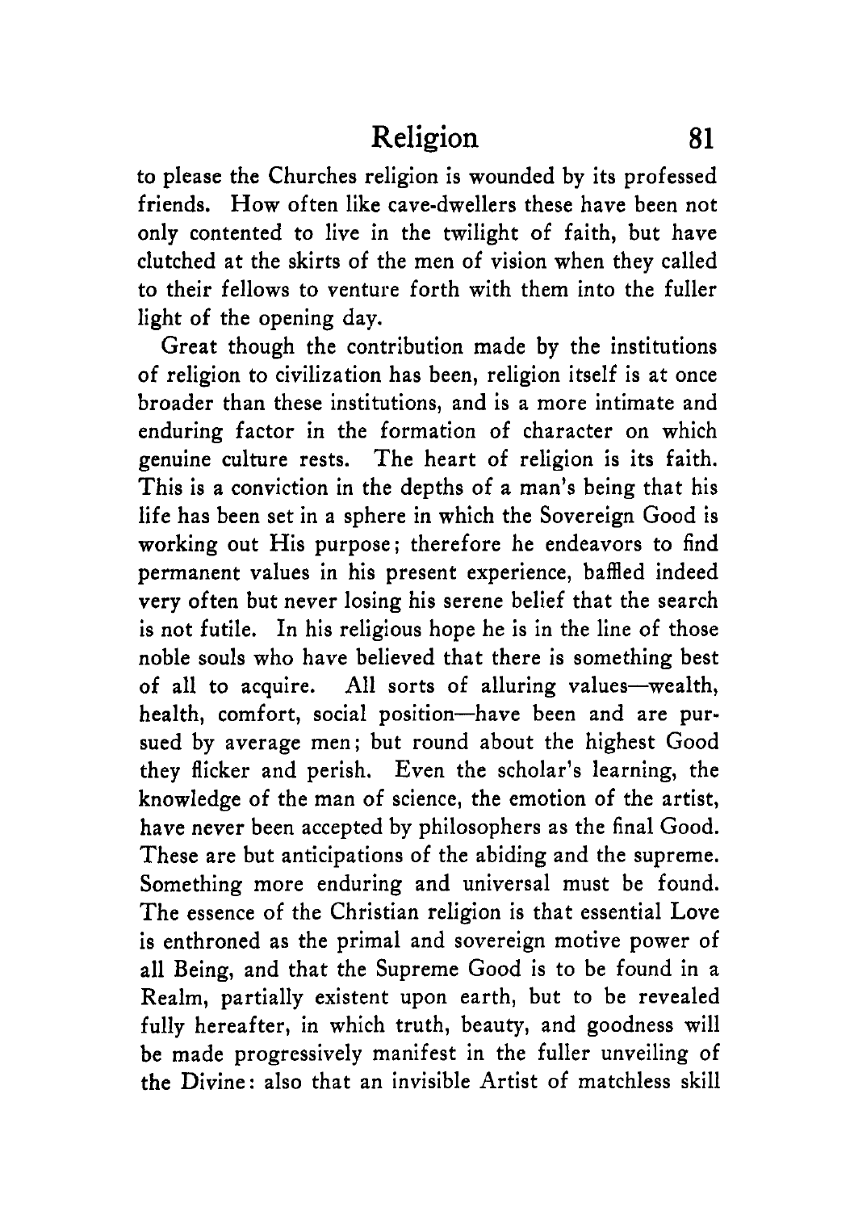to please the Churches religion is wounded by its professed friends. How often like cave-dwellers these have been not only contented to live in the twilight of faith, but have clutched at the skirts of the men of vision when they called to their fellows to venture forth with them into the fuller light of the opening day.

Great though the contribution made by the institutions of religion to civilization has been, religion itself is at once broader than these institutions, and is a more intimate and enduring factor in the formation of character on which genuine culture rests. The heart of religion is its faith. This is a conviction in the depths of a man's being that his life has been set in a sphere in which the Sovereign Good is working out His purpose; therefore he endeavors to find permanent values in his present experience, baffled indeed very often but never losing his serene belief that the search is not futile. In his religious hope he is in the line of those noble souls who have believed that there is something best of all to acquire. All sorts of alluring values—wealth, health, comfort, social position—have been and are pursued by average men; but round about the highest Good they flicker and perish. Even the scholar's learning, the knowledge of the man of science, the emotion of the artist, have never been accepted by philosophers as the final Good. These are but anticipations of the abiding and the supreme. Something more enduring and universal must be found. The essence of the Christian religion is that essential Love is enthroned as the primal and sovereign motive power of all Being, and that the Supreme Good is to be found in a Realm, partially existent upon earth, but to be revealed fully hereafter, in which truth, beauty, and goodness will be made progressively manifest in the fuller unveiling of the Divine: also that an invisible Artist of matchless skill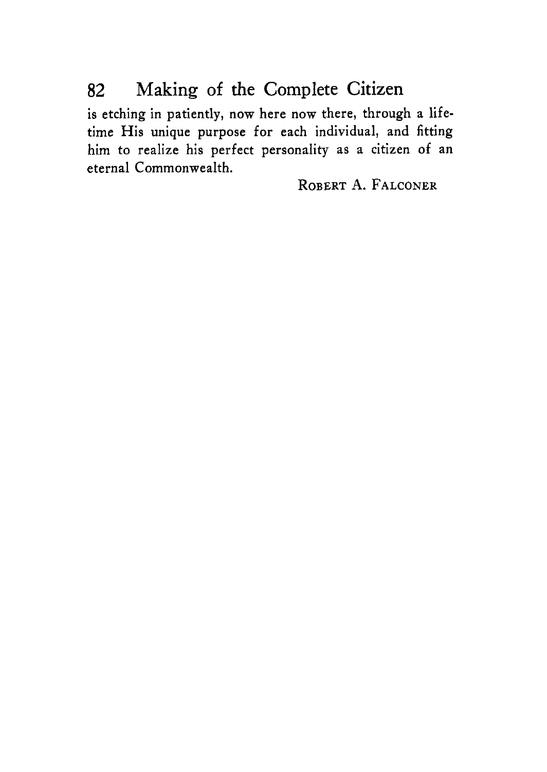is etching in patiently, now here now there, through a lifetime His unique purpose for each individual, and fitting him to realize his perfect personality as a citizen of an eternal Commonwealth.

ROBERT A. FALCONER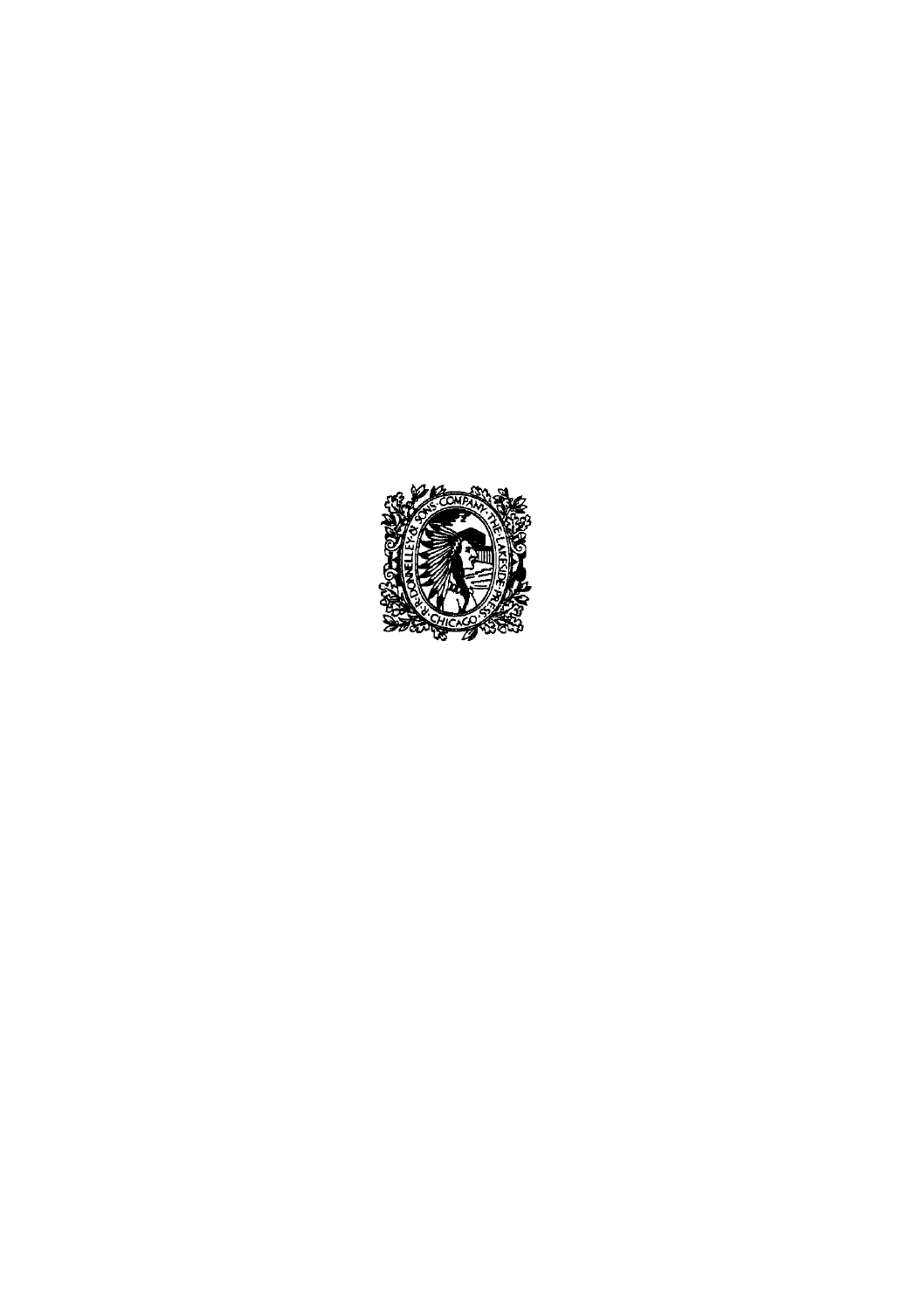R·R·DONNELLEY & SONS·COMPANY·THE·LAKESIDE·PRESS·CHICAGO